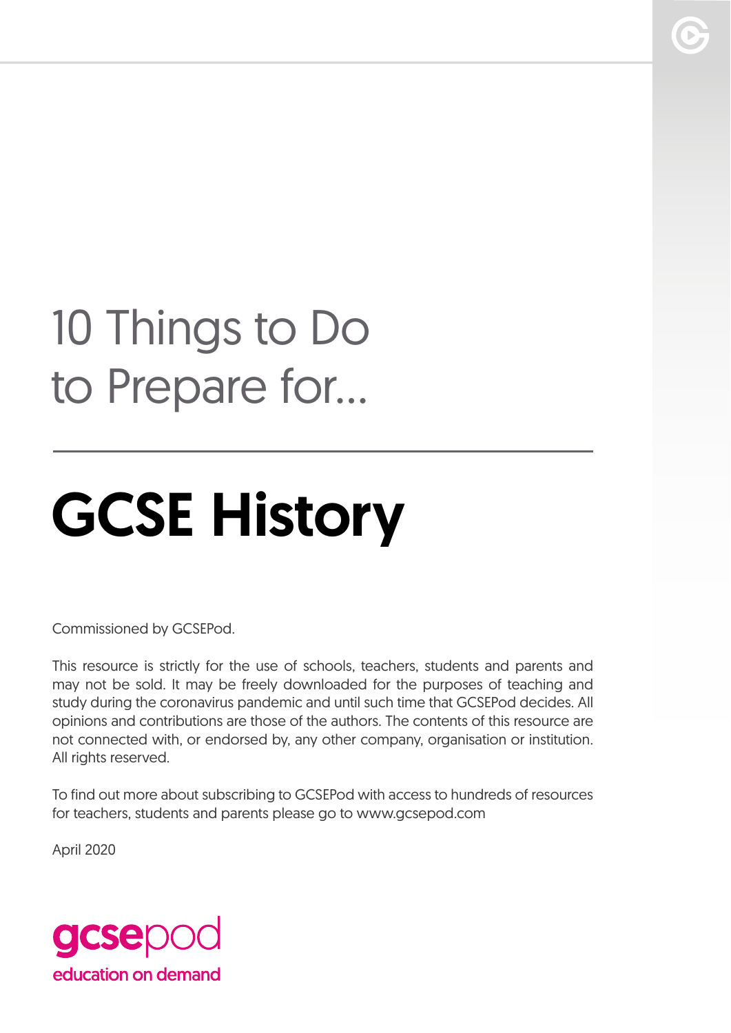# 10 Things to Do to Prepare for...

# GCSE History

Commissioned by GCSEPod.

This resource is strictly for the use of schools, teachers, students and parents and may not be sold. It may be freely downloaded for the purposes of teaching and study during the coronavirus pandemic and until such time that GCSEPod decides. All opinions and contributions are those of the authors. The contents of this resource are not connected with, or endorsed by, any other company, organisation or institution. All rights reserved.

To find out more about subscribing to GCSEPod with access to hundreds of resources for teachers, students and parents please go to www.gcsepod.com

April 2020

gcsepod
education on demand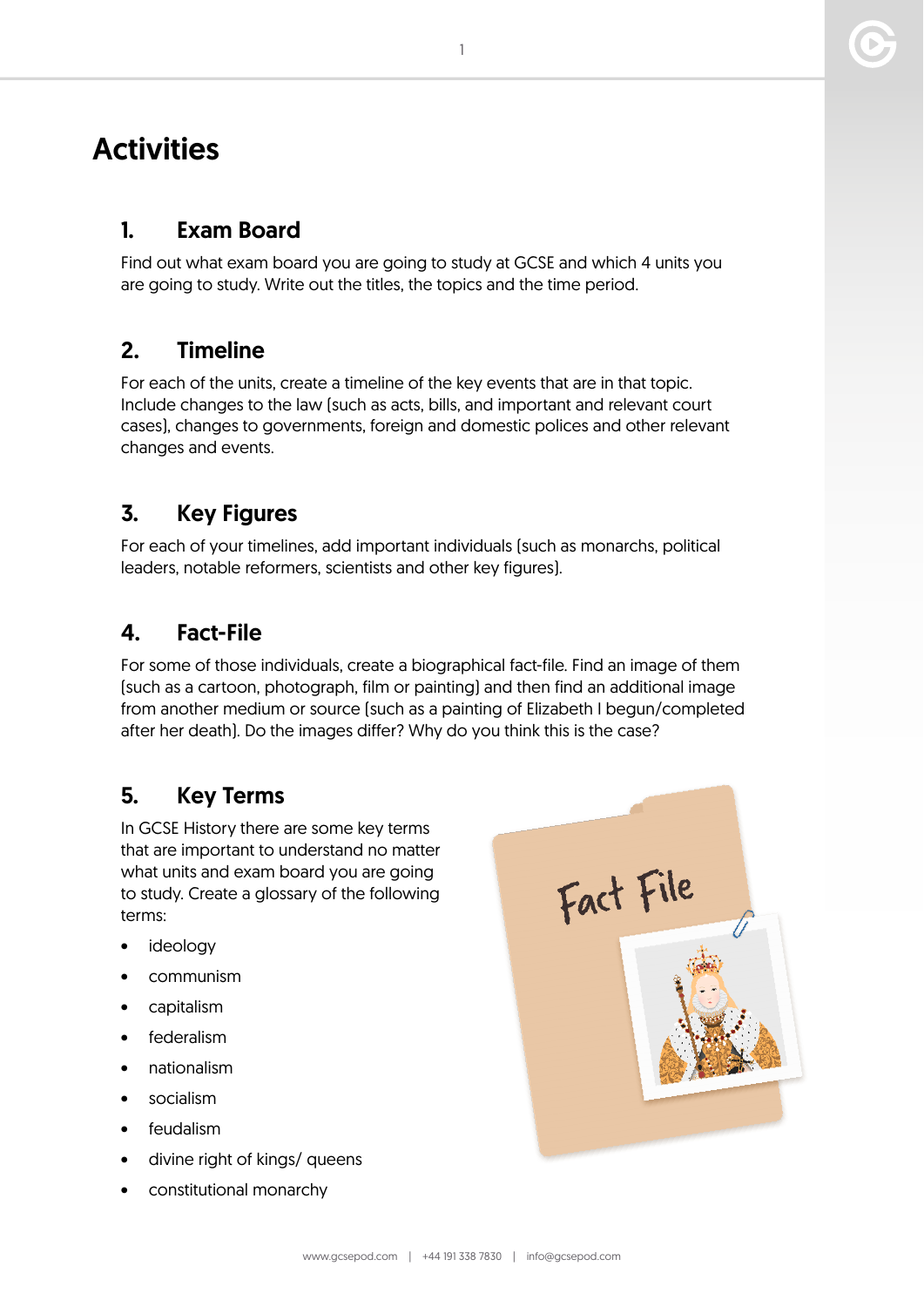# Activities

## 1. Exam Board

Find out what exam board you are going to study at GCSE and which 4 units you are going to study. Write out the titles, the topics and the time period.

## 2. Timeline

For each of the units, create a timeline of the key events that are in that topic. Include changes to the law (such as acts, bills, and important and relevant court cases), changes to governments, foreign and domestic polices and other relevant changes and events.

## 3. Key Figures

For each of your timelines, add important individuals (such as monarchs, political leaders, notable reformers, scientists and other key figures).

## 4. Fact-File

For some of those individuals, create a biographical fact-file. Find an image of them (such as a cartoon, photograph, film or painting) and then find an additional image from another medium or source (such as a painting of Elizabeth I begun/completed after her death). Do the images differ? Why do you think this is the case?

## 5. Key Terms

In GCSE History there are some key terms that are important to understand no matter what units and exam board you are going to study. Create a glossary of the following terms:

- ideology
- communism
- capitalism
- federalism
- nationalism
- socialism
- feudalism
- divine right of kings/ queens
- constitutional monarchy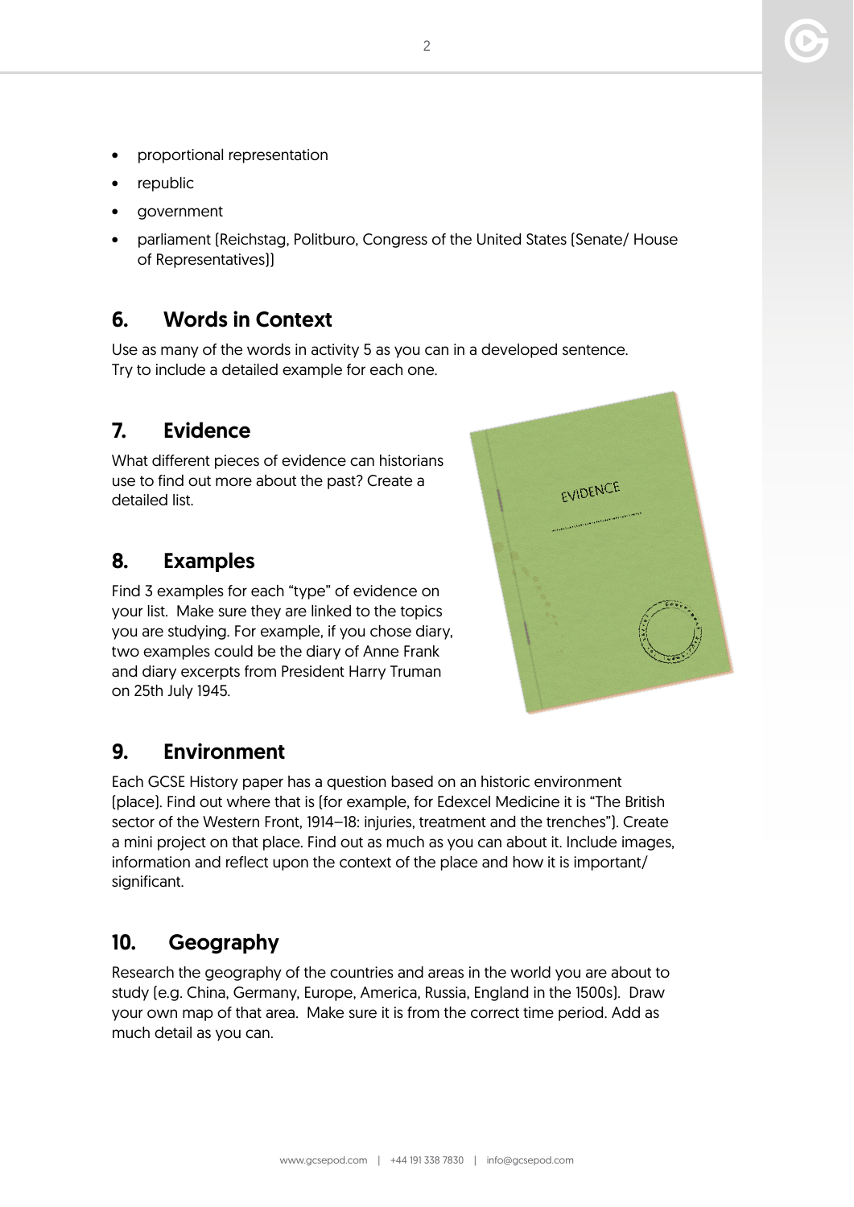- proportional representation
- republic
- government
- parliament (Reichstag, Politburo, Congress of the United States (Senate/ House of Representatives))

## 6. Words in Context

Use as many of the words in activity 5 as you can in a developed sentence. Try to include a detailed example for each one.

## 7. Evidence

What different pieces of evidence can historians use to find out more about the past? Create a detailed list.

## 8. Examples

Find 3 examples for each "type" of evidence on your list. Make sure they are linked to the topics you are studying. For example, if you chose diary, two examples could be the diary of Anne Frank and diary excerpts from President Harry Truman on 25th July 1945.

## 9. Environment

Each GCSE History paper has a question based on an historic environment (place). Find out where that is (for example, for Edexcel Medicine it is "The British sector of the Western Front, 1914–18: injuries, treatment and the trenches"). Create a mini project on that place. Find out as much as you can about it. Include images, information and reflect upon the context of the place and how it is important/ significant.

## 10. Geography

Research the geography of the countries and areas in the world you are about to study (e.g. China, Germany, Europe, America, Russia, England in the 1500s). Draw your own map of that area. Make sure it is from the correct time period. Add as much detail as you can.